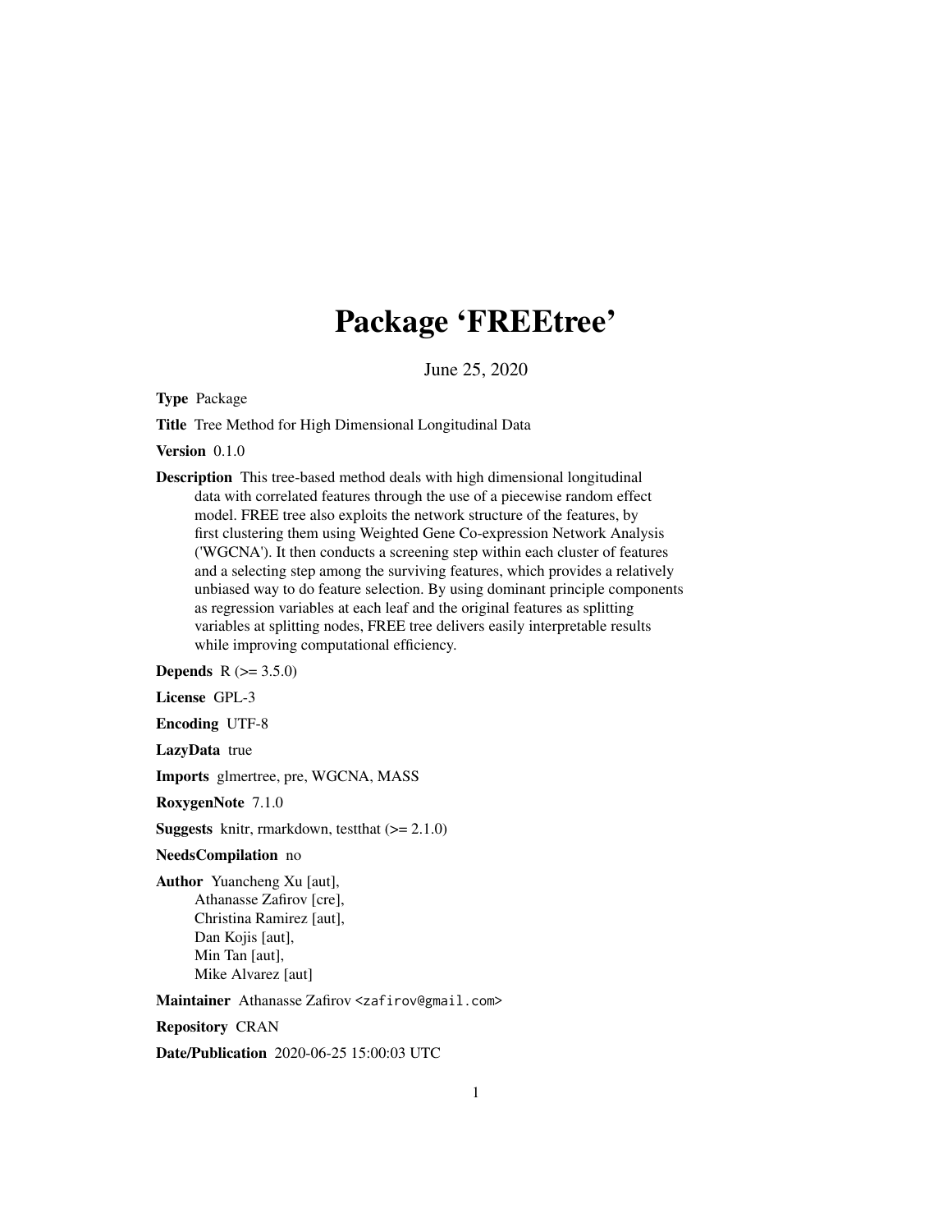# Package 'FREEtree'

June 25, 2020

**Type** Package

**Title** Tree Method for High Dimensional Longitudinal Data

**Version** 0.1.0

**Description** This tree-based method deals with high dimensional longitudinal data with correlated features through the use of a piecewise random effect model. FREE tree also exploits the network structure of the features, by first clustering them using Weighted Gene Co-expression Network Analysis ('WGCNA'). It then conducts a screening step within each cluster of features and a selecting step among the surviving features, which provides a relatively unbiased way to do feature selection. By using dominant principle components as regression variables at each leaf and the original features as splitting variables at splitting nodes, FREE tree delivers easily interpretable results while improving computational efficiency.

**Depends** R (>= 3.5.0)

**License** GPL-3

**Encoding** UTF-8

**LazyData** true

**Imports** glmertree, pre, WGCNA, MASS

**RoxygenNote** 7.1.0

**Suggests** knitr, rmarkdown, testthat (>= 2.1.0)

**NeedsCompilation** no

**Author** Yuancheng Xu [aut],
Athanasse Zafirov [cre],
Christina Ramirez [aut],
Dan Kojis [aut],
Min Tan [aut],
Mike Alvarez [aut]

**Maintainer** Athanasse Zafirov <zafirov@gmail.com>

**Repository** CRAN

**Date/Publication** 2020-06-25 15:00:03 UTC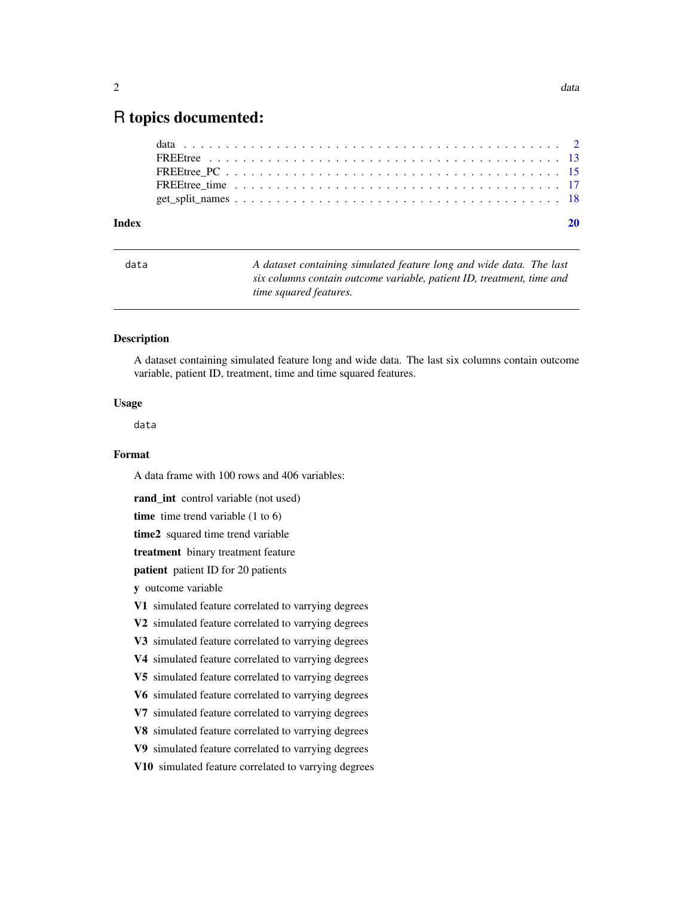# R topics documented:

data . . . . . . . . . . . . . . . . . . . . . . . . . . . . . . . . . . . . . . . . . . . . 2
FREEtree . . . . . . . . . . . . . . . . . . . . . . . . . . . . . . . . . . . . . . . . . . 13
FREEtree_PC . . . . . . . . . . . . . . . . . . . . . . . . . . . . . . . . . . . . . . . 15
FREEtree_time . . . . . . . . . . . . . . . . . . . . . . . . . . . . . . . . . . . . . . 17
get_split_names . . . . . . . . . . . . . . . . . . . . . . . . . . . . . . . . . . . . . 18

**Index** **20**

---

data — *A dataset containing simulated feature long and wide data. The last six columns contain outcome variable, patient ID, treatment, time and time squared features.*

---

### Description

A dataset containing simulated feature long and wide data. The last six columns contain outcome variable, patient ID, treatment, time and time squared features.

### Usage

```
data
```

### Format

A data frame with 100 rows and 406 variables:

**rand_int** control variable (not used)

**time** time trend variable (1 to 6)

**time2** squared time trend variable

**treatment** binary treatment feature

**patient** patient ID for 20 patients

**y** outcome variable

**V1** simulated feature correlated to varrying degrees

**V2** simulated feature correlated to varrying degrees

**V3** simulated feature correlated to varrying degrees

**V4** simulated feature correlated to varrying degrees

**V5** simulated feature correlated to varrying degrees

**V6** simulated feature correlated to varrying degrees

**V7** simulated feature correlated to varrying degrees

**V8** simulated feature correlated to varrying degrees

**V9** simulated feature correlated to varrying degrees

**V10** simulated feature correlated to varrying degrees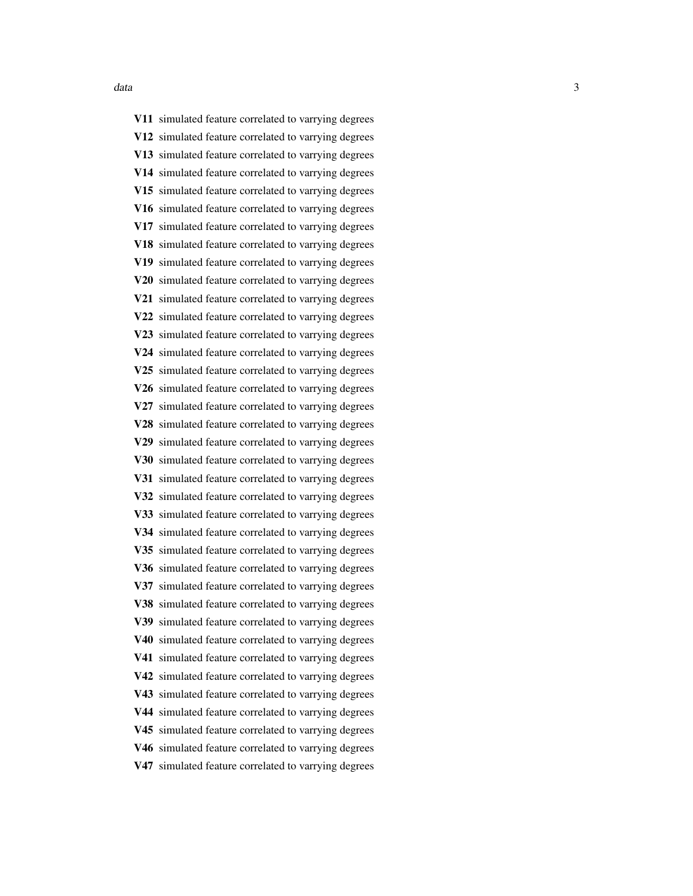**V11** simulated feature correlated to varrying degrees

**V12** simulated feature correlated to varrying degrees

**V13** simulated feature correlated to varrying degrees

**V14** simulated feature correlated to varrying degrees

**V15** simulated feature correlated to varrying degrees

**V16** simulated feature correlated to varrying degrees

**V17** simulated feature correlated to varrying degrees

**V18** simulated feature correlated to varrying degrees

**V19** simulated feature correlated to varrying degrees

**V20** simulated feature correlated to varrying degrees

**V21** simulated feature correlated to varrying degrees

**V22** simulated feature correlated to varrying degrees

**V23** simulated feature correlated to varrying degrees

**V24** simulated feature correlated to varrying degrees

**V25** simulated feature correlated to varrying degrees

**V26** simulated feature correlated to varrying degrees

**V27** simulated feature correlated to varrying degrees

**V28** simulated feature correlated to varrying degrees

**V29** simulated feature correlated to varrying degrees

**V30** simulated feature correlated to varrying degrees

**V31** simulated feature correlated to varrying degrees

**V32** simulated feature correlated to varrying degrees

**V33** simulated feature correlated to varrying degrees

**V34** simulated feature correlated to varrying degrees

**V35** simulated feature correlated to varrying degrees

**V36** simulated feature correlated to varrying degrees

**V37** simulated feature correlated to varrying degrees

**V38** simulated feature correlated to varrying degrees

**V39** simulated feature correlated to varrying degrees

**V40** simulated feature correlated to varrying degrees

**V41** simulated feature correlated to varrying degrees

**V42** simulated feature correlated to varrying degrees

**V43** simulated feature correlated to varrying degrees

**V44** simulated feature correlated to varrying degrees

**V45** simulated feature correlated to varrying degrees

**V46** simulated feature correlated to varrying degrees

**V47** simulated feature correlated to varrying degrees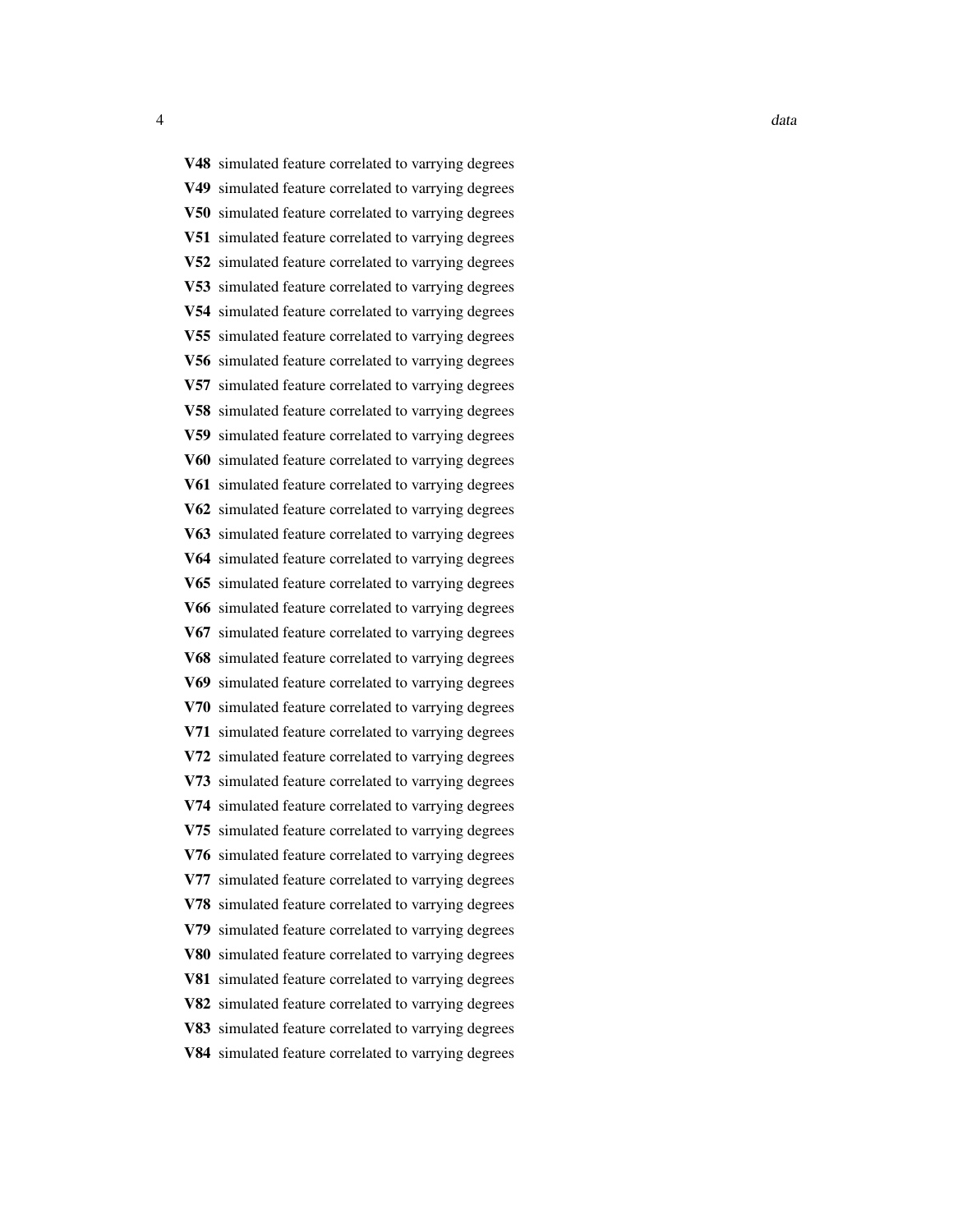**V48** simulated feature correlated to varrying degrees

**V49** simulated feature correlated to varrying degrees

**V50** simulated feature correlated to varrying degrees

**V51** simulated feature correlated to varrying degrees

**V52** simulated feature correlated to varrying degrees

**V53** simulated feature correlated to varrying degrees

**V54** simulated feature correlated to varrying degrees

**V55** simulated feature correlated to varrying degrees

**V56** simulated feature correlated to varrying degrees

**V57** simulated feature correlated to varrying degrees

**V58** simulated feature correlated to varrying degrees

**V59** simulated feature correlated to varrying degrees

**V60** simulated feature correlated to varrying degrees

**V61** simulated feature correlated to varrying degrees

**V62** simulated feature correlated to varrying degrees

**V63** simulated feature correlated to varrying degrees

**V64** simulated feature correlated to varrying degrees

**V65** simulated feature correlated to varrying degrees

**V66** simulated feature correlated to varrying degrees

**V67** simulated feature correlated to varrying degrees

**V68** simulated feature correlated to varrying degrees

**V69** simulated feature correlated to varrying degrees

**V70** simulated feature correlated to varrying degrees

**V71** simulated feature correlated to varrying degrees

**V72** simulated feature correlated to varrying degrees

**V73** simulated feature correlated to varrying degrees

**V74** simulated feature correlated to varrying degrees

**V75** simulated feature correlated to varrying degrees

**V76** simulated feature correlated to varrying degrees

**V77** simulated feature correlated to varrying degrees

**V78** simulated feature correlated to varrying degrees

**V79** simulated feature correlated to varrying degrees

**V80** simulated feature correlated to varrying degrees

**V81** simulated feature correlated to varrying degrees

**V82** simulated feature correlated to varrying degrees

**V83** simulated feature correlated to varrying degrees

**V84** simulated feature correlated to varrying degrees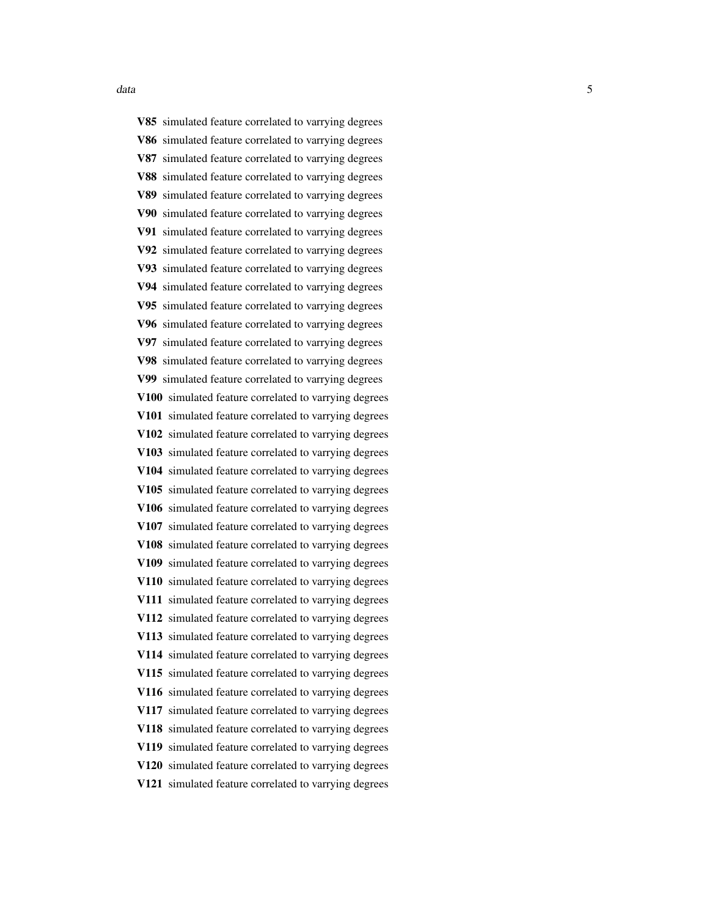**V85** simulated feature correlated to varrying degrees

**V86** simulated feature correlated to varrying degrees

**V87** simulated feature correlated to varrying degrees

**V88** simulated feature correlated to varrying degrees

**V89** simulated feature correlated to varrying degrees

**V90** simulated feature correlated to varrying degrees

**V91** simulated feature correlated to varrying degrees

**V92** simulated feature correlated to varrying degrees

**V93** simulated feature correlated to varrying degrees

**V94** simulated feature correlated to varrying degrees

**V95** simulated feature correlated to varrying degrees

**V96** simulated feature correlated to varrying degrees

**V97** simulated feature correlated to varrying degrees

**V98** simulated feature correlated to varrying degrees

**V99** simulated feature correlated to varrying degrees

**V100** simulated feature correlated to varrying degrees

**V101** simulated feature correlated to varrying degrees

**V102** simulated feature correlated to varrying degrees

**V103** simulated feature correlated to varrying degrees

**V104** simulated feature correlated to varrying degrees

**V105** simulated feature correlated to varrying degrees

**V106** simulated feature correlated to varrying degrees

**V107** simulated feature correlated to varrying degrees

**V108** simulated feature correlated to varrying degrees

**V109** simulated feature correlated to varrying degrees

**V110** simulated feature correlated to varrying degrees

**V111** simulated feature correlated to varrying degrees

**V112** simulated feature correlated to varrying degrees

**V113** simulated feature correlated to varrying degrees

**V114** simulated feature correlated to varrying degrees

**V115** simulated feature correlated to varrying degrees

**V116** simulated feature correlated to varrying degrees

**V117** simulated feature correlated to varrying degrees

**V118** simulated feature correlated to varrying degrees

**V119** simulated feature correlated to varrying degrees

**V120** simulated feature correlated to varrying degrees

**V121** simulated feature correlated to varrying degrees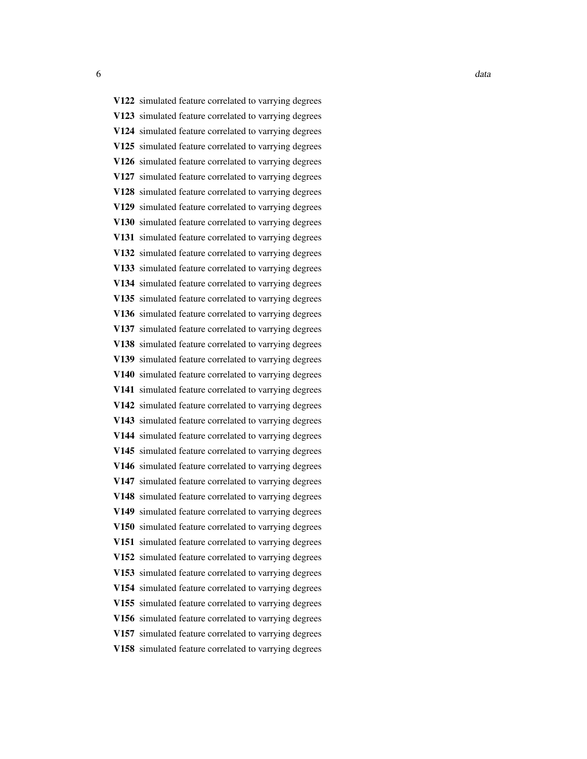**V122** simulated feature correlated to varrying degrees

**V123** simulated feature correlated to varrying degrees

**V124** simulated feature correlated to varrying degrees

**V125** simulated feature correlated to varrying degrees

**V126** simulated feature correlated to varrying degrees

**V127** simulated feature correlated to varrying degrees

**V128** simulated feature correlated to varrying degrees

**V129** simulated feature correlated to varrying degrees

**V130** simulated feature correlated to varrying degrees

**V131** simulated feature correlated to varrying degrees

**V132** simulated feature correlated to varrying degrees

**V133** simulated feature correlated to varrying degrees

**V134** simulated feature correlated to varrying degrees

**V135** simulated feature correlated to varrying degrees

**V136** simulated feature correlated to varrying degrees

**V137** simulated feature correlated to varrying degrees

**V138** simulated feature correlated to varrying degrees

**V139** simulated feature correlated to varrying degrees

**V140** simulated feature correlated to varrying degrees

**V141** simulated feature correlated to varrying degrees

**V142** simulated feature correlated to varrying degrees

**V143** simulated feature correlated to varrying degrees

**V144** simulated feature correlated to varrying degrees

**V145** simulated feature correlated to varrying degrees

**V146** simulated feature correlated to varrying degrees

**V147** simulated feature correlated to varrying degrees

**V148** simulated feature correlated to varrying degrees

**V149** simulated feature correlated to varrying degrees

**V150** simulated feature correlated to varrying degrees

**V151** simulated feature correlated to varrying degrees

**V152** simulated feature correlated to varrying degrees

**V153** simulated feature correlated to varrying degrees

**V154** simulated feature correlated to varrying degrees

**V155** simulated feature correlated to varrying degrees

**V156** simulated feature correlated to varrying degrees

**V157** simulated feature correlated to varrying degrees

**V158** simulated feature correlated to varrying degrees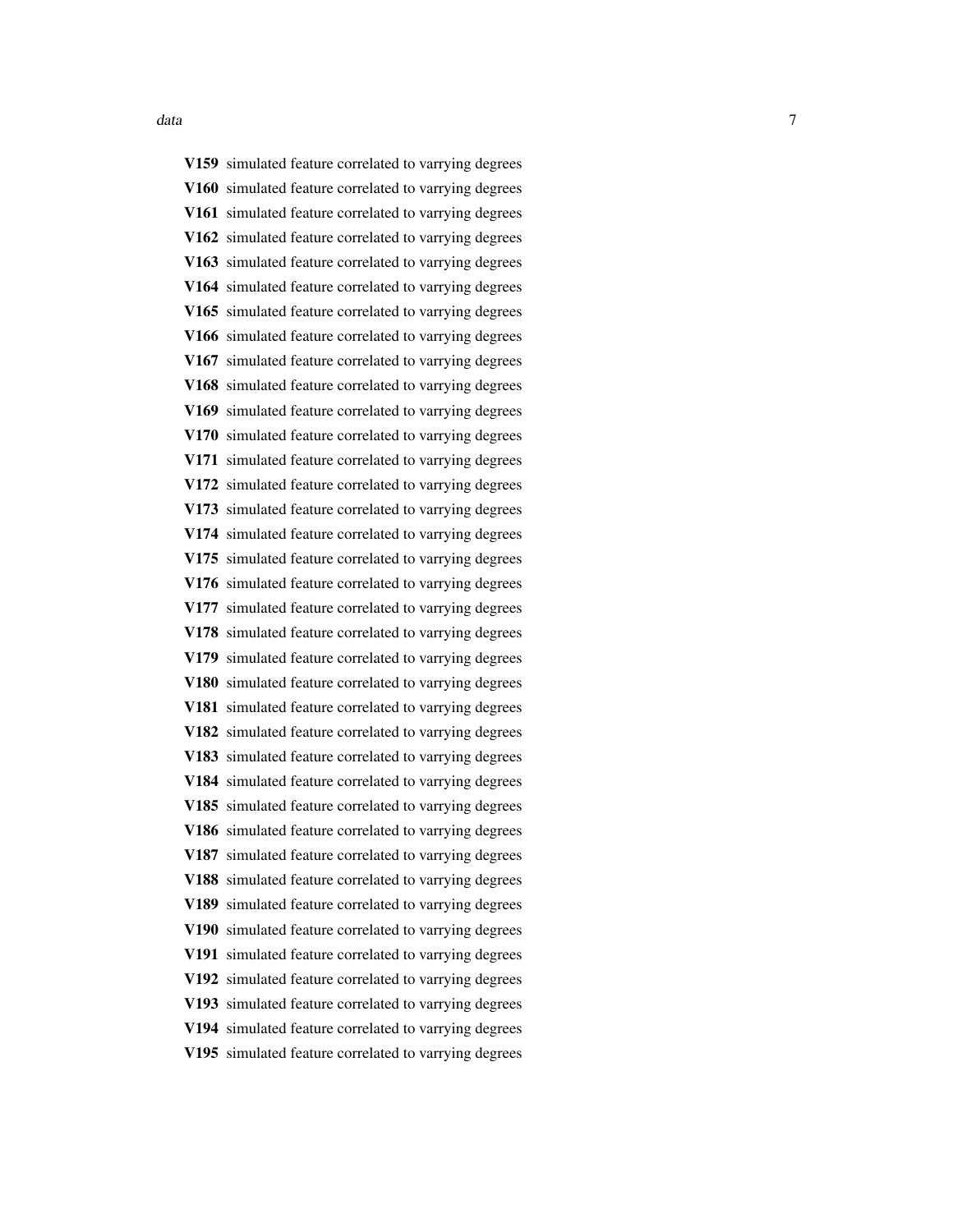**V159** simulated feature correlated to varrying degrees

**V160** simulated feature correlated to varrying degrees

**V161** simulated feature correlated to varrying degrees

**V162** simulated feature correlated to varrying degrees

**V163** simulated feature correlated to varrying degrees

**V164** simulated feature correlated to varrying degrees

**V165** simulated feature correlated to varrying degrees

**V166** simulated feature correlated to varrying degrees

**V167** simulated feature correlated to varrying degrees

**V168** simulated feature correlated to varrying degrees

**V169** simulated feature correlated to varrying degrees

**V170** simulated feature correlated to varrying degrees

**V171** simulated feature correlated to varrying degrees

**V172** simulated feature correlated to varrying degrees

**V173** simulated feature correlated to varrying degrees

**V174** simulated feature correlated to varrying degrees

**V175** simulated feature correlated to varrying degrees

**V176** simulated feature correlated to varrying degrees

**V177** simulated feature correlated to varrying degrees

**V178** simulated feature correlated to varrying degrees

**V179** simulated feature correlated to varrying degrees

**V180** simulated feature correlated to varrying degrees

**V181** simulated feature correlated to varrying degrees

**V182** simulated feature correlated to varrying degrees

**V183** simulated feature correlated to varrying degrees

**V184** simulated feature correlated to varrying degrees

**V185** simulated feature correlated to varrying degrees

**V186** simulated feature correlated to varrying degrees

**V187** simulated feature correlated to varrying degrees

**V188** simulated feature correlated to varrying degrees

**V189** simulated feature correlated to varrying degrees

**V190** simulated feature correlated to varrying degrees

**V191** simulated feature correlated to varrying degrees

**V192** simulated feature correlated to varrying degrees

**V193** simulated feature correlated to varrying degrees

**V194** simulated feature correlated to varrying degrees

**V195** simulated feature correlated to varrying degrees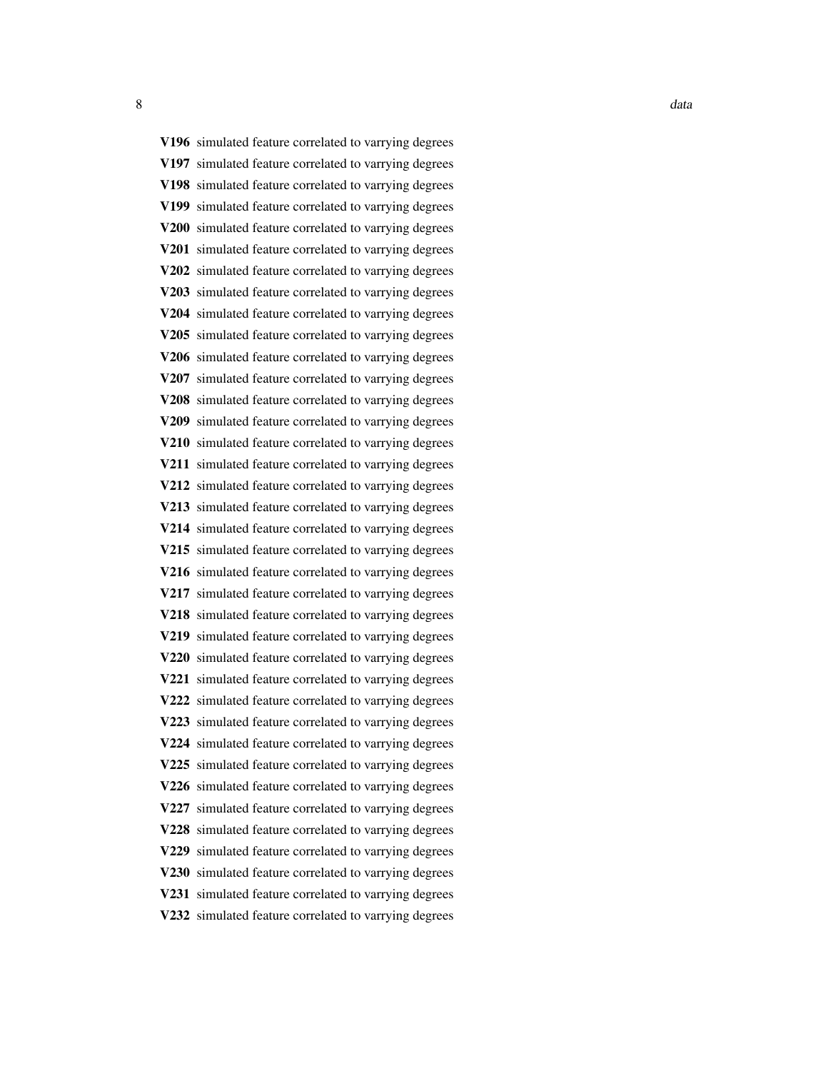**V196** simulated feature correlated to varrying degrees

**V197** simulated feature correlated to varrying degrees

**V198** simulated feature correlated to varrying degrees

**V199** simulated feature correlated to varrying degrees

**V200** simulated feature correlated to varrying degrees

**V201** simulated feature correlated to varrying degrees

**V202** simulated feature correlated to varrying degrees

**V203** simulated feature correlated to varrying degrees

**V204** simulated feature correlated to varrying degrees

**V205** simulated feature correlated to varrying degrees

**V206** simulated feature correlated to varrying degrees

**V207** simulated feature correlated to varrying degrees

**V208** simulated feature correlated to varrying degrees

**V209** simulated feature correlated to varrying degrees

**V210** simulated feature correlated to varrying degrees

**V211** simulated feature correlated to varrying degrees

**V212** simulated feature correlated to varrying degrees

**V213** simulated feature correlated to varrying degrees

**V214** simulated feature correlated to varrying degrees

**V215** simulated feature correlated to varrying degrees

**V216** simulated feature correlated to varrying degrees

**V217** simulated feature correlated to varrying degrees

**V218** simulated feature correlated to varrying degrees

**V219** simulated feature correlated to varrying degrees

**V220** simulated feature correlated to varrying degrees

**V221** simulated feature correlated to varrying degrees

**V222** simulated feature correlated to varrying degrees

**V223** simulated feature correlated to varrying degrees

**V224** simulated feature correlated to varrying degrees

**V225** simulated feature correlated to varrying degrees

**V226** simulated feature correlated to varrying degrees

**V227** simulated feature correlated to varrying degrees

**V228** simulated feature correlated to varrying degrees

**V229** simulated feature correlated to varrying degrees

**V230** simulated feature correlated to varrying degrees

**V231** simulated feature correlated to varrying degrees

**V232** simulated feature correlated to varrying degrees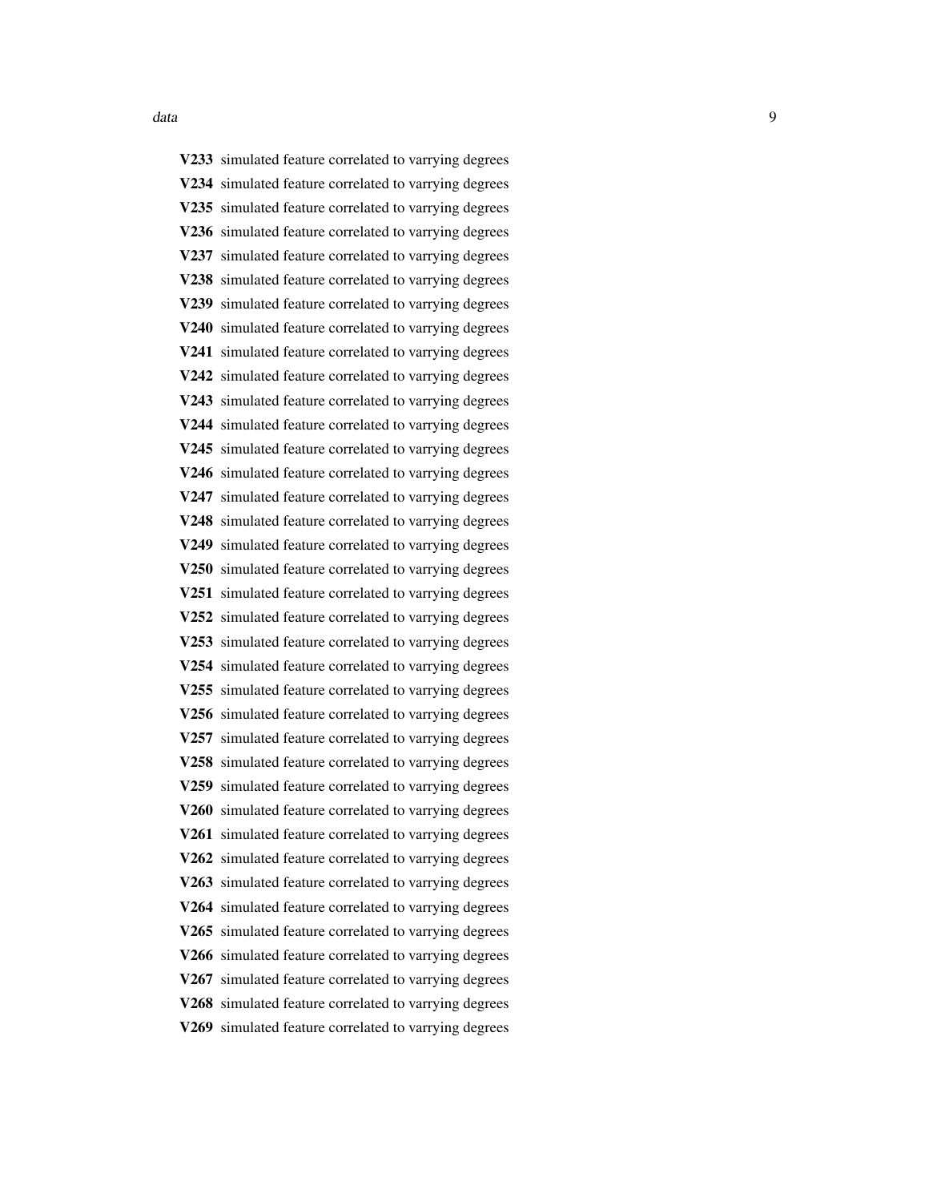**V233** simulated feature correlated to varrying degrees

**V234** simulated feature correlated to varrying degrees

**V235** simulated feature correlated to varrying degrees

**V236** simulated feature correlated to varrying degrees

**V237** simulated feature correlated to varrying degrees

**V238** simulated feature correlated to varrying degrees

**V239** simulated feature correlated to varrying degrees

**V240** simulated feature correlated to varrying degrees

**V241** simulated feature correlated to varrying degrees

**V242** simulated feature correlated to varrying degrees

**V243** simulated feature correlated to varrying degrees

**V244** simulated feature correlated to varrying degrees

**V245** simulated feature correlated to varrying degrees

**V246** simulated feature correlated to varrying degrees

**V247** simulated feature correlated to varrying degrees

**V248** simulated feature correlated to varrying degrees

**V249** simulated feature correlated to varrying degrees

**V250** simulated feature correlated to varrying degrees

**V251** simulated feature correlated to varrying degrees

**V252** simulated feature correlated to varrying degrees

**V253** simulated feature correlated to varrying degrees

**V254** simulated feature correlated to varrying degrees

**V255** simulated feature correlated to varrying degrees

**V256** simulated feature correlated to varrying degrees

**V257** simulated feature correlated to varrying degrees

**V258** simulated feature correlated to varrying degrees

**V259** simulated feature correlated to varrying degrees

**V260** simulated feature correlated to varrying degrees

**V261** simulated feature correlated to varrying degrees

**V262** simulated feature correlated to varrying degrees

**V263** simulated feature correlated to varrying degrees

**V264** simulated feature correlated to varrying degrees

**V265** simulated feature correlated to varrying degrees

**V266** simulated feature correlated to varrying degrees

**V267** simulated feature correlated to varrying degrees

**V268** simulated feature correlated to varrying degrees

**V269** simulated feature correlated to varrying degrees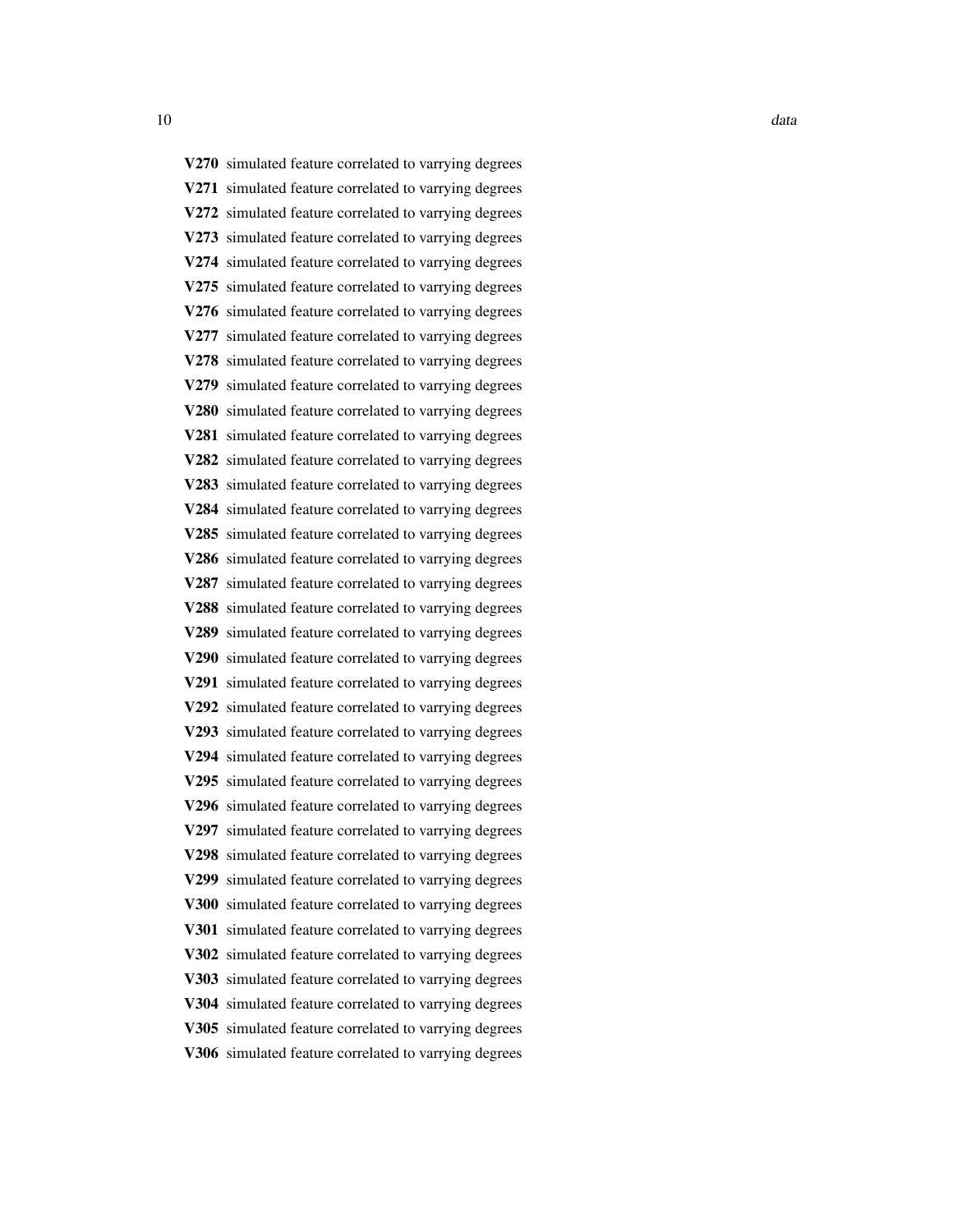**V270** simulated feature correlated to varrying degrees

**V271** simulated feature correlated to varrying degrees

**V272** simulated feature correlated to varrying degrees

**V273** simulated feature correlated to varrying degrees

**V274** simulated feature correlated to varrying degrees

**V275** simulated feature correlated to varrying degrees

**V276** simulated feature correlated to varrying degrees

**V277** simulated feature correlated to varrying degrees

**V278** simulated feature correlated to varrying degrees

**V279** simulated feature correlated to varrying degrees

**V280** simulated feature correlated to varrying degrees

**V281** simulated feature correlated to varrying degrees

**V282** simulated feature correlated to varrying degrees

**V283** simulated feature correlated to varrying degrees

**V284** simulated feature correlated to varrying degrees

**V285** simulated feature correlated to varrying degrees

**V286** simulated feature correlated to varrying degrees

**V287** simulated feature correlated to varrying degrees

**V288** simulated feature correlated to varrying degrees

**V289** simulated feature correlated to varrying degrees

**V290** simulated feature correlated to varrying degrees

**V291** simulated feature correlated to varrying degrees

**V292** simulated feature correlated to varrying degrees

**V293** simulated feature correlated to varrying degrees

**V294** simulated feature correlated to varrying degrees

**V295** simulated feature correlated to varrying degrees

**V296** simulated feature correlated to varrying degrees

**V297** simulated feature correlated to varrying degrees

**V298** simulated feature correlated to varrying degrees

**V299** simulated feature correlated to varrying degrees

**V300** simulated feature correlated to varrying degrees

**V301** simulated feature correlated to varrying degrees

**V302** simulated feature correlated to varrying degrees

**V303** simulated feature correlated to varrying degrees

**V304** simulated feature correlated to varrying degrees

**V305** simulated feature correlated to varrying degrees

**V306** simulated feature correlated to varrying degrees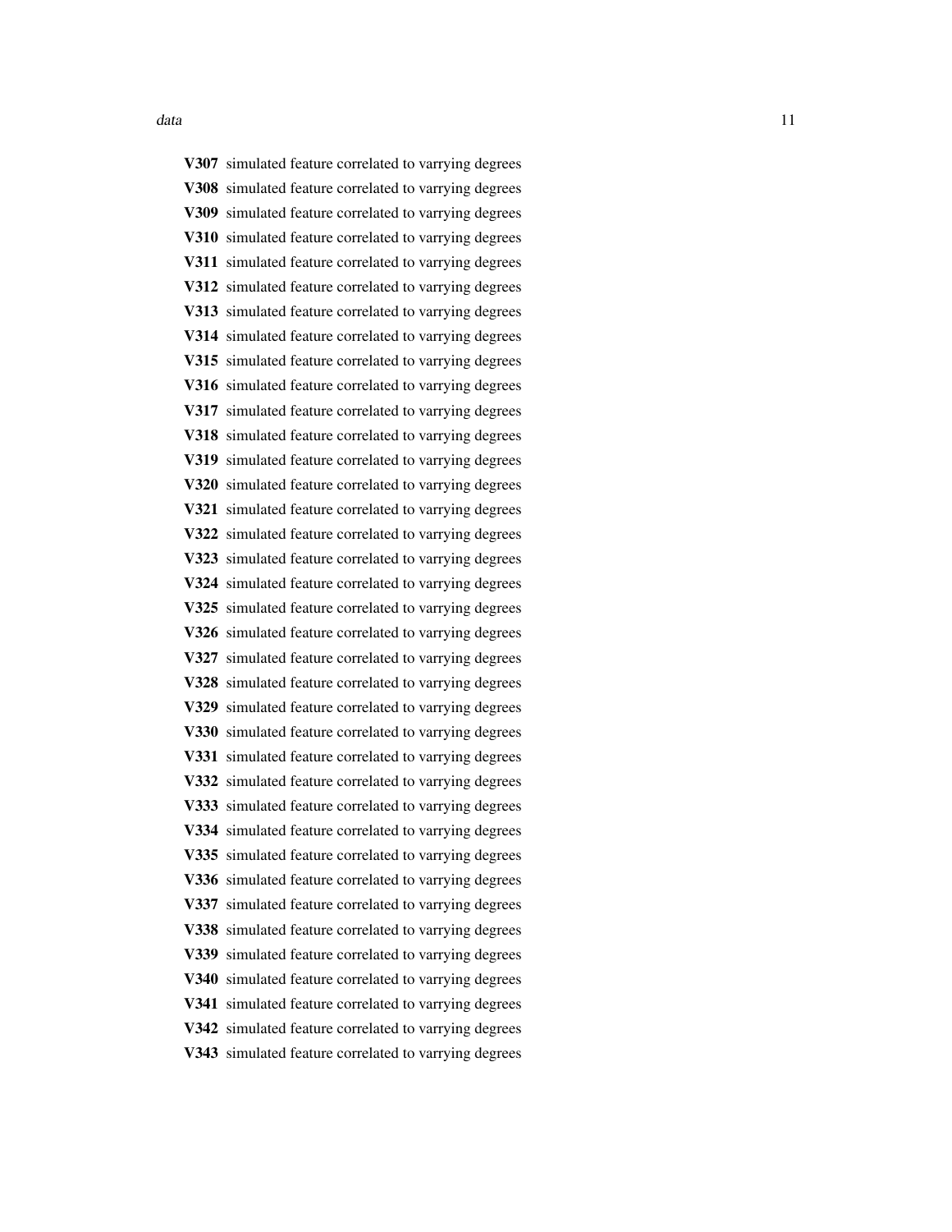**V307** simulated feature correlated to varrying degrees

**V308** simulated feature correlated to varrying degrees

**V309** simulated feature correlated to varrying degrees

**V310** simulated feature correlated to varrying degrees

**V311** simulated feature correlated to varrying degrees

**V312** simulated feature correlated to varrying degrees

**V313** simulated feature correlated to varrying degrees

**V314** simulated feature correlated to varrying degrees

**V315** simulated feature correlated to varrying degrees

**V316** simulated feature correlated to varrying degrees

**V317** simulated feature correlated to varrying degrees

**V318** simulated feature correlated to varrying degrees

**V319** simulated feature correlated to varrying degrees

**V320** simulated feature correlated to varrying degrees

**V321** simulated feature correlated to varrying degrees

**V322** simulated feature correlated to varrying degrees

**V323** simulated feature correlated to varrying degrees

**V324** simulated feature correlated to varrying degrees

**V325** simulated feature correlated to varrying degrees

**V326** simulated feature correlated to varrying degrees

**V327** simulated feature correlated to varrying degrees

**V328** simulated feature correlated to varrying degrees

**V329** simulated feature correlated to varrying degrees

**V330** simulated feature correlated to varrying degrees

**V331** simulated feature correlated to varrying degrees

**V332** simulated feature correlated to varrying degrees

**V333** simulated feature correlated to varrying degrees

**V334** simulated feature correlated to varrying degrees

**V335** simulated feature correlated to varrying degrees

**V336** simulated feature correlated to varrying degrees

**V337** simulated feature correlated to varrying degrees

**V338** simulated feature correlated to varrying degrees

**V339** simulated feature correlated to varrying degrees

**V340** simulated feature correlated to varrying degrees

**V341** simulated feature correlated to varrying degrees

**V342** simulated feature correlated to varrying degrees

**V343** simulated feature correlated to varrying degrees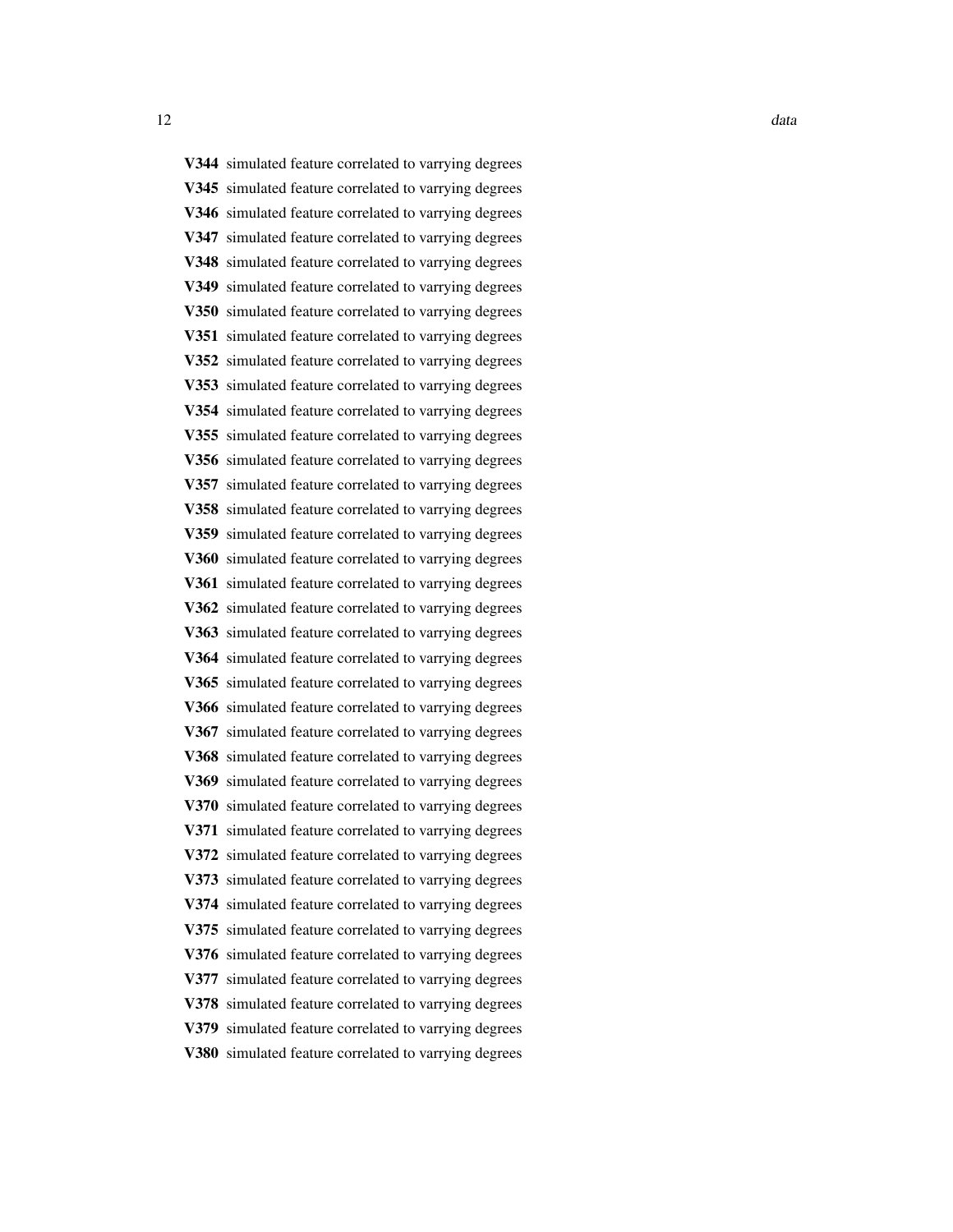**V344** simulated feature correlated to varrying degrees
**V345** simulated feature correlated to varrying degrees
**V346** simulated feature correlated to varrying degrees
**V347** simulated feature correlated to varrying degrees
**V348** simulated feature correlated to varrying degrees
**V349** simulated feature correlated to varrying degrees
**V350** simulated feature correlated to varrying degrees
**V351** simulated feature correlated to varrying degrees
**V352** simulated feature correlated to varrying degrees
**V353** simulated feature correlated to varrying degrees
**V354** simulated feature correlated to varrying degrees
**V355** simulated feature correlated to varrying degrees
**V356** simulated feature correlated to varrying degrees
**V357** simulated feature correlated to varrying degrees
**V358** simulated feature correlated to varrying degrees
**V359** simulated feature correlated to varrying degrees
**V360** simulated feature correlated to varrying degrees
**V361** simulated feature correlated to varrying degrees
**V362** simulated feature correlated to varrying degrees
**V363** simulated feature correlated to varrying degrees
**V364** simulated feature correlated to varrying degrees
**V365** simulated feature correlated to varrying degrees
**V366** simulated feature correlated to varrying degrees
**V367** simulated feature correlated to varrying degrees
**V368** simulated feature correlated to varrying degrees
**V369** simulated feature correlated to varrying degrees
**V370** simulated feature correlated to varrying degrees
**V371** simulated feature correlated to varrying degrees
**V372** simulated feature correlated to varrying degrees
**V373** simulated feature correlated to varrying degrees
**V374** simulated feature correlated to varrying degrees
**V375** simulated feature correlated to varrying degrees
**V376** simulated feature correlated to varrying degrees
**V377** simulated feature correlated to varrying degrees
**V378** simulated feature correlated to varrying degrees
**V379** simulated feature correlated to varrying degrees
**V380** simulated feature correlated to varrying degrees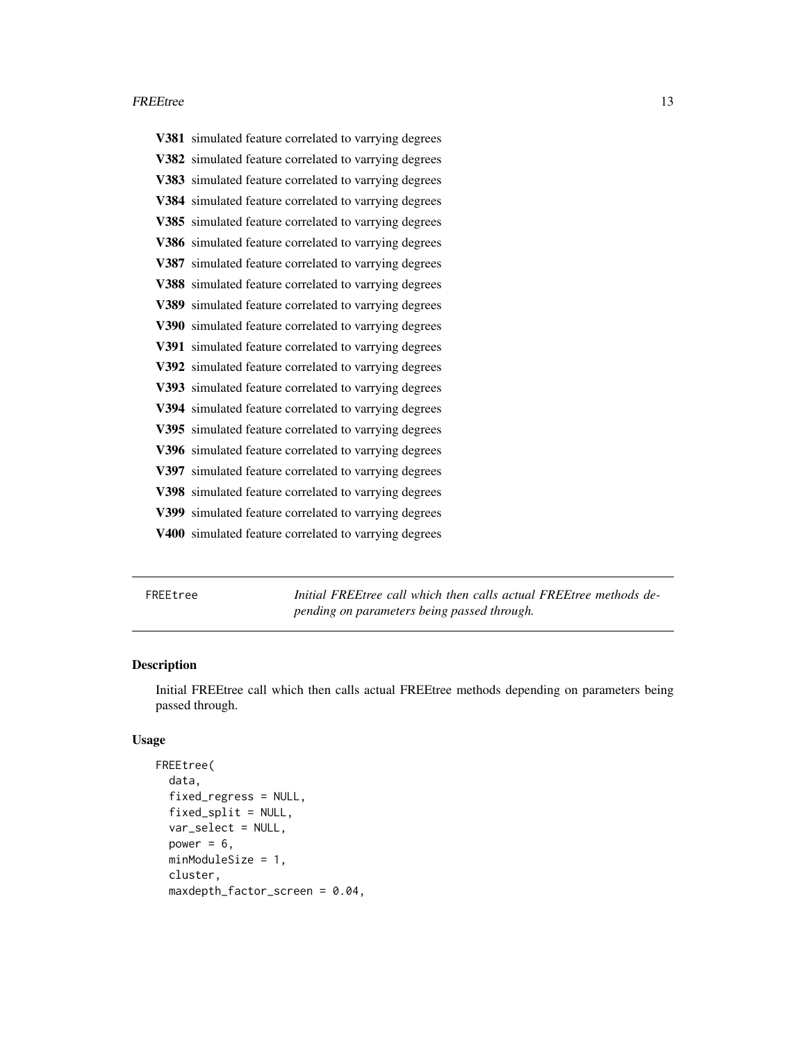**V381** simulated feature correlated to varrying degrees

**V382** simulated feature correlated to varrying degrees

**V383** simulated feature correlated to varrying degrees

**V384** simulated feature correlated to varrying degrees

**V385** simulated feature correlated to varrying degrees

**V386** simulated feature correlated to varrying degrees

**V387** simulated feature correlated to varrying degrees

**V388** simulated feature correlated to varrying degrees

**V389** simulated feature correlated to varrying degrees

**V390** simulated feature correlated to varrying degrees

**V391** simulated feature correlated to varrying degrees

**V392** simulated feature correlated to varrying degrees

**V393** simulated feature correlated to varrying degrees

**V394** simulated feature correlated to varrying degrees

**V395** simulated feature correlated to varrying degrees

**V396** simulated feature correlated to varrying degrees

**V397** simulated feature correlated to varrying degrees

**V398** simulated feature correlated to varrying degrees

**V399** simulated feature correlated to varrying degrees

**V400** simulated feature correlated to varrying degrees

---

`FREEtree` *Initial FREEtree call which then calls actual FREEtree methods depending on parameters being passed through.*

---

## Description

Initial FREEtree call which then calls actual FREEtree methods depending on parameters being passed through.

## Usage

```
FREEtree(
  data,
  fixed_regress = NULL,
  fixed_split = NULL,
  var_select = NULL,
  power = 6,
  minModuleSize = 1,
  cluster,
  maxdepth_factor_screen = 0.04,
```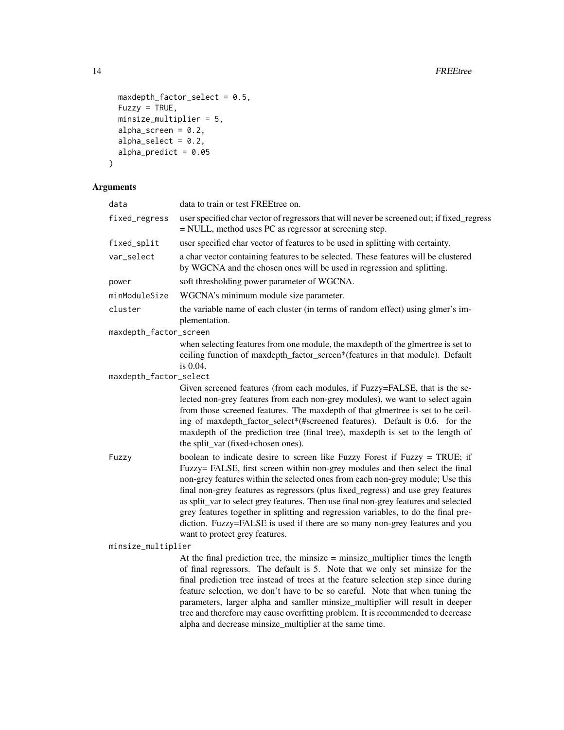```
  maxdepth_factor_select = 0.5,
  Fuzzy = TRUE,
  minsize_multiplier = 5,
  alpha_screen = 0.2,
  alpha_select = 0.2,
  alpha_predict = 0.05
)
```

## Arguments

| Argument | Description |
|---|---|
| `data` | data to train or test FREEtree on. |
| `fixed_regress` | user specified char vector of regressors that will never be screened out; if fixed_regress = NULL, method uses PC as regressor at screening step. |
| `fixed_split` | user specified char vector of features to be used in splitting with certainty. |
| `var_select` | a char vector containing features to be selected. These features will be clustered by WGCNA and the chosen ones will be used in regression and splitting. |
| `power` | soft thresholding power parameter of WGCNA. |
| `minModuleSize` | WGCNA's minimum module size parameter. |
| `cluster` | the variable name of each cluster (in terms of random effect) using glmer's implementation. |
| `maxdepth_factor_screen` | when selecting features from one module, the maxdepth of the glmertree is set to ceiling function of maxdepth_factor_screen*(features in that module). Default is 0.04. |
| `maxdepth_factor_select` | Given screened features (from each modules, if Fuzzy=FALSE, that is the selected non-grey features from each non-grey modules), we want to select again from those screened features. The maxdepth of that glmertree is set to be ceiling of maxdepth_factor_select*(#screened features). Default is 0.6. for the maxdepth of the prediction tree (final tree), maxdepth is set to the length of the split_var (fixed+chosen ones). |
| `Fuzzy` | boolean to indicate desire to screen like Fuzzy Forest if Fuzzy = TRUE; if Fuzzy= FALSE, first screen within non-grey modules and then select the final non-grey features within the selected ones from each non-grey module; Use this final non-grey features as regressors (plus fixed_regress) and use grey features as split_var to select grey features. Then use final non-grey features and selected grey features together in splitting and regression variables, to do the final prediction. Fuzzy=FALSE is used if there are so many non-grey features and you want to protect grey features. |
| `minsize_multiplier` | At the final prediction tree, the minsize = minsize_multiplier times the length of final regressors. The default is 5. Note that we only set minsize for the final prediction tree instead of trees at the feature selection step since during feature selection, we don't have to be so careful. Note that when tuning the parameters, larger alpha and samller minsize_multiplier will result in deeper tree and therefore may cause overfitting problem. It is recommended to decrease alpha and decrease minsize_multiplier at the same time. |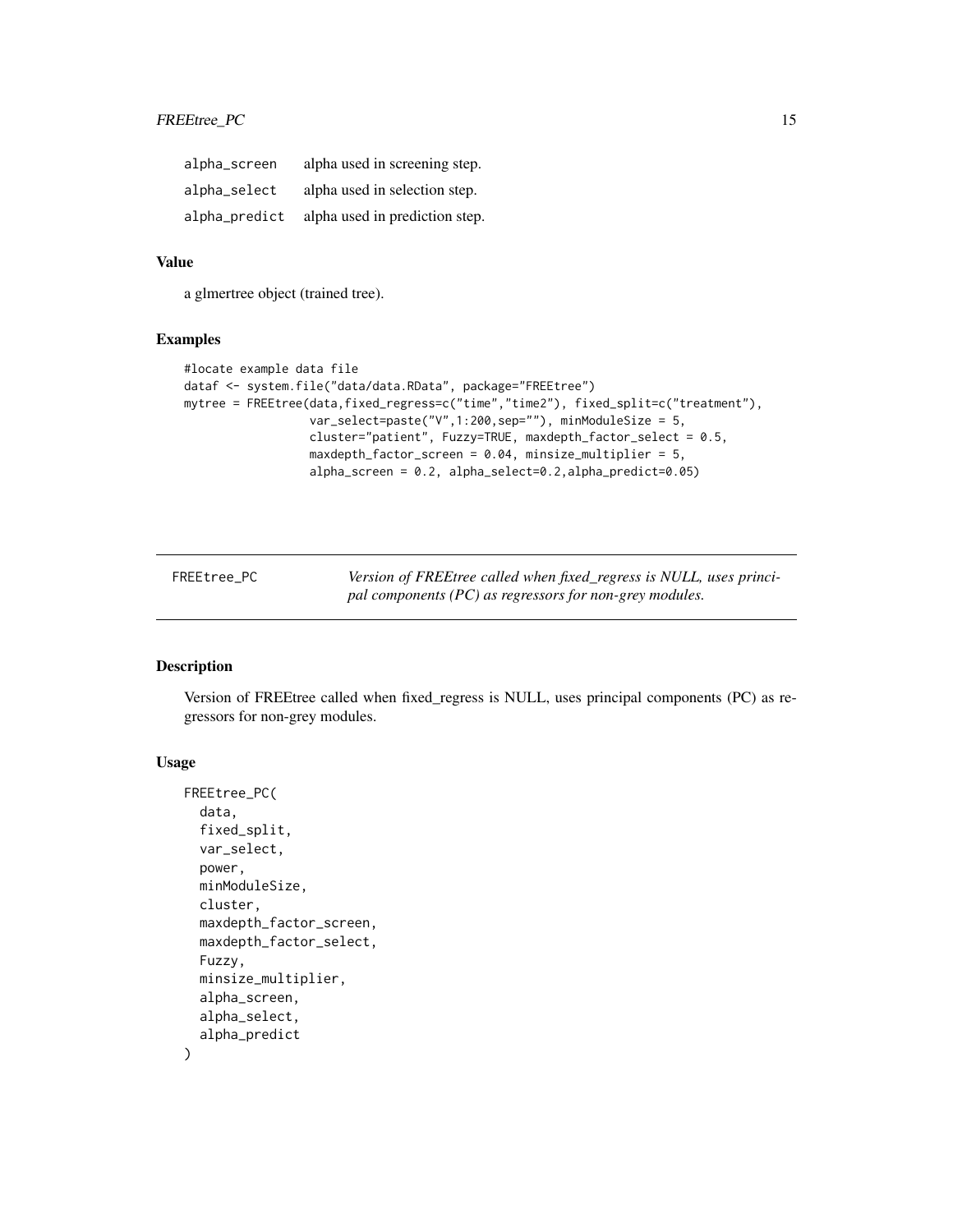| | |
|---|---|
| `alpha_screen` | alpha used in screening step. |
| `alpha_select` | alpha used in selection step. |
| `alpha_predict` | alpha used in prediction step. |

### Value

a glmertree object (trained tree).

### Examples

```
#locate example data file
dataf <- system.file("data/data.RData", package="FREEtree")
mytree = FREEtree(data,fixed_regress=c("time","time2"), fixed_split=c("treatment"),
                  var_select=paste("V",1:200,sep=""), minModuleSize = 5,
                  cluster="patient", Fuzzy=TRUE, maxdepth_factor_select = 0.5,
                  maxdepth_factor_screen = 0.04, minsize_multiplier = 5,
                  alpha_screen = 0.2, alpha_select=0.2,alpha_predict=0.05)
```

---

## FREEtree_PC

*Version of FREEtree called when fixed_regress is NULL, uses principal components (PC) as regressors for non-grey modules.*

---

### Description

Version of FREEtree called when fixed_regress is NULL, uses principal components (PC) as regressors for non-grey modules.

### Usage

```
FREEtree_PC(
  data,
  fixed_split,
  var_select,
  power,
  minModuleSize,
  cluster,
  maxdepth_factor_screen,
  maxdepth_factor_select,
  Fuzzy,
  minsize_multiplier,
  alpha_screen,
  alpha_select,
  alpha_predict
)
```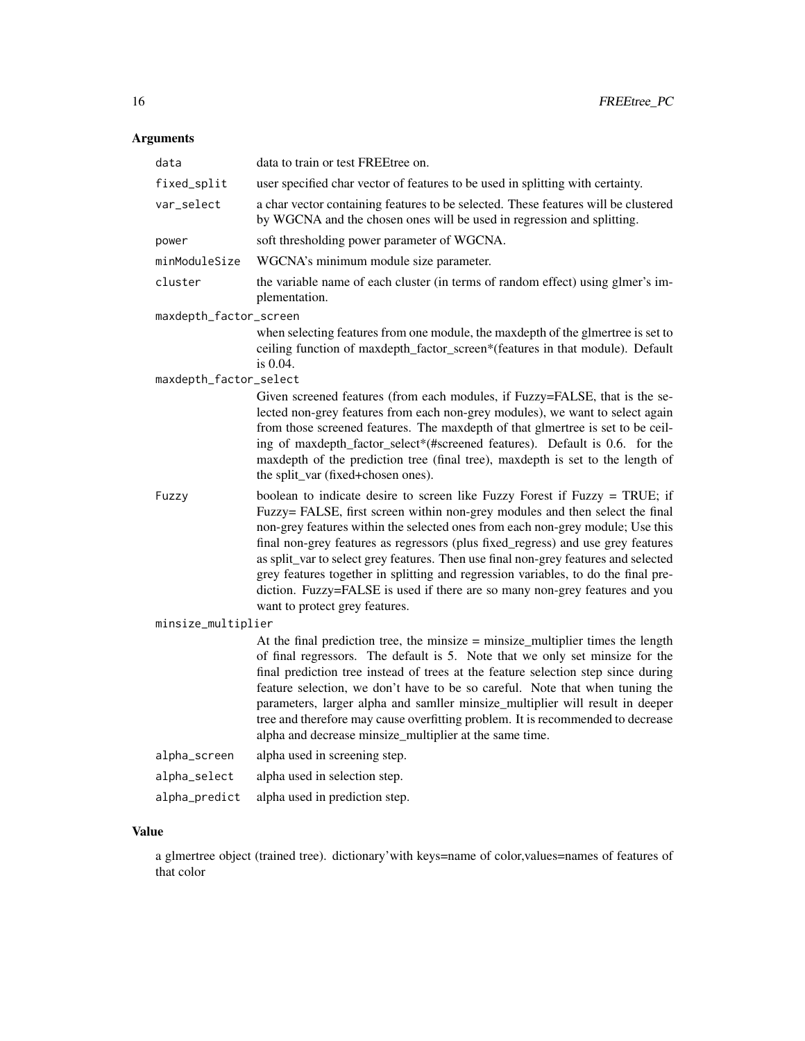### Arguments

| | |
|---|---|
| `data` | data to train or test FREEtree on. |
| `fixed_split` | user specified char vector of features to be used in splitting with certainty. |
| `var_select` | a char vector containing features to be selected. These features will be clustered by WGCNA and the chosen ones will be used in regression and splitting. |
| `power` | soft thresholding power parameter of WGCNA. |
| `minModuleSize` | WGCNA's minimum module size parameter. |
| `cluster` | the variable name of each cluster (in terms of random effect) using glmer's implementation. |
| `maxdepth_factor_screen` | when selecting features from one module, the maxdepth of the glmertree is set to ceiling function of maxdepth_factor_screen*(features in that module). Default is 0.04. |
| `maxdepth_factor_select` | Given screened features (from each modules, if Fuzzy=FALSE, that is the selected non-grey features from each non-grey modules), we want to select again from those screened features. The maxdepth of that glmertree is set to be ceiling of maxdepth_factor_select*(#screened features). Default is 0.6. for the maxdepth of the prediction tree (final tree), maxdepth is set to the length of the split_var (fixed+chosen ones). |
| `Fuzzy` | boolean to indicate desire to screen like Fuzzy Forest if Fuzzy = TRUE; if Fuzzy= FALSE, first screen within non-grey modules and then select the final non-grey features within the selected ones from each non-grey module; Use this final non-grey features as regressors (plus fixed_regress) and use grey features as split_var to select grey features. Then use final non-grey features and selected grey features together in splitting and regression variables, to do the final prediction. Fuzzy=FALSE is used if there are so many non-grey features and you want to protect grey features. |
| `minsize_multiplier` | At the final prediction tree, the minsize = minsize_multiplier times the length of final regressors. The default is 5. Note that we only set minsize for the final prediction tree instead of trees at the feature selection step since during feature selection, we don't have to be so careful. Note that when tuning the parameters, larger alpha and samller minsize_multiplier will result in deeper tree and therefore may cause overfitting problem. It is recommended to decrease alpha and decrease minsize_multiplier at the same time. |
| `alpha_screen` | alpha used in screening step. |
| `alpha_select` | alpha used in selection step. |
| `alpha_predict` | alpha used in prediction step. |

### Value

a glmertree object (trained tree). dictionary'with keys=name of color,values=names of features of that color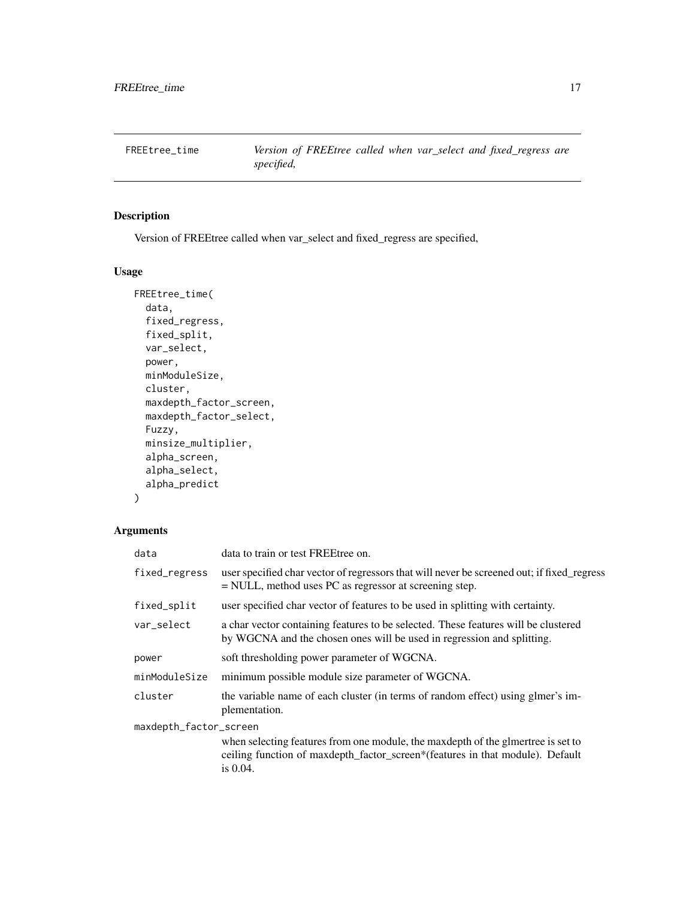## FREEtree_time

*Version of FREEtree called when var_select and fixed_regress are specified,*

### Description

Version of FREEtree called when var_select and fixed_regress are specified,

### Usage

```
FREEtree_time(
  data,
  fixed_regress,
  fixed_split,
  var_select,
  power,
  minModuleSize,
  cluster,
  maxdepth_factor_screen,
  maxdepth_factor_select,
  Fuzzy,
  minsize_multiplier,
  alpha_screen,
  alpha_select,
  alpha_predict
)
```

### Arguments

| Argument | Description |
|---|---|
| `data` | data to train or test FREEtree on. |
| `fixed_regress` | user specified char vector of regressors that will never be screened out; if fixed_regress = NULL, method uses PC as regressor at screening step. |
| `fixed_split` | user specified char vector of features to be used in splitting with certainty. |
| `var_select` | a char vector containing features to be selected. These features will be clustered by WGCNA and the chosen ones will be used in regression and splitting. |
| `power` | soft thresholding power parameter of WGCNA. |
| `minModuleSize` | minimum possible module size parameter of WGCNA. |
| `cluster` | the variable name of each cluster (in terms of random effect) using glmer's implementation. |
| `maxdepth_factor_screen` | when selecting features from one module, the maxdepth of the glmertree is set to ceiling function of maxdepth_factor_screen*(features in that module). Default is 0.04. |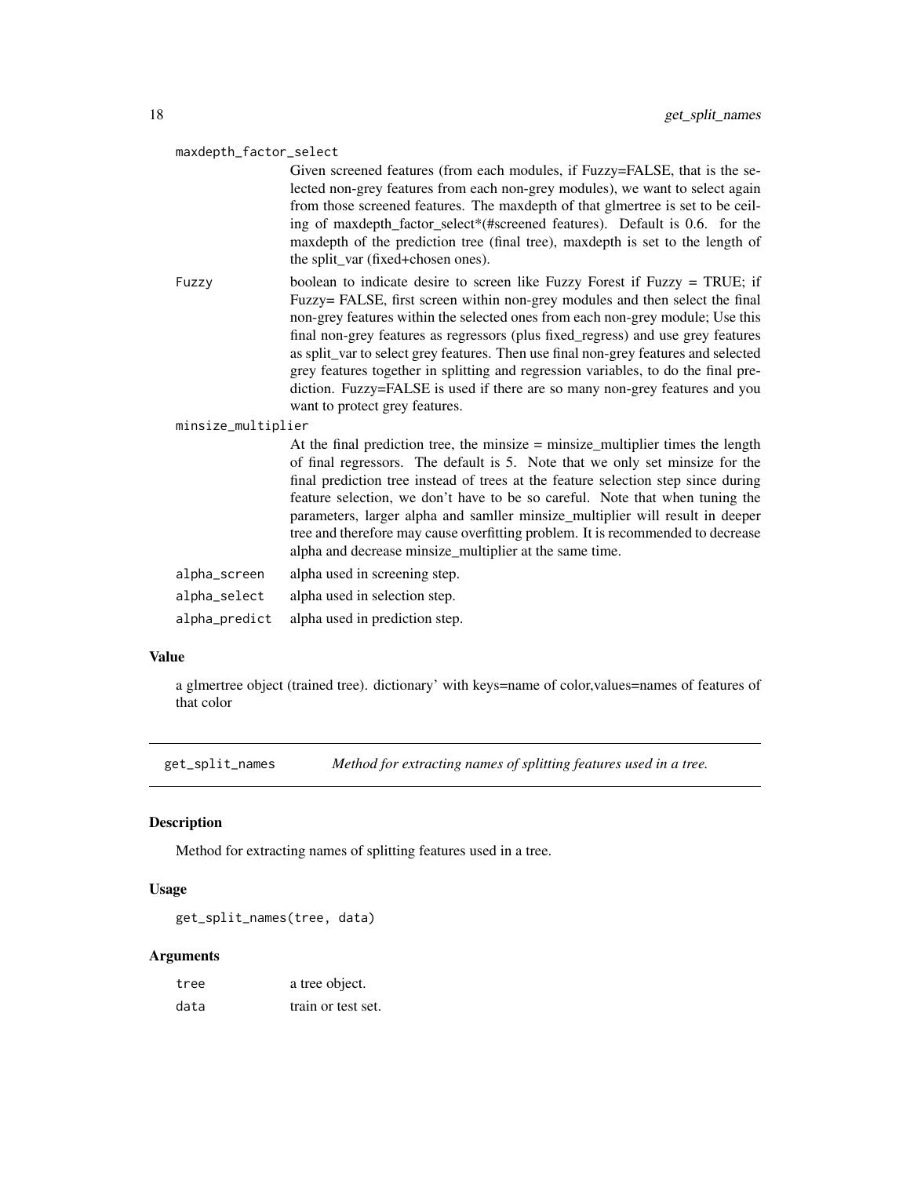maxdepth_factor_select
: Given screened features (from each modules, if Fuzzy=FALSE, that is the selected non-grey features from each non-grey modules), we want to select again from those screened features. The maxdepth of that glmertree is set to be ceiling of maxdepth_factor_select*(#screened features). Default is 0.6. for the maxdepth of the prediction tree (final tree), maxdepth is set to the length of the split_var (fixed+chosen ones).

Fuzzy
: boolean to indicate desire to screen like Fuzzy Forest if Fuzzy = TRUE; if Fuzzy= FALSE, first screen within non-grey modules and then select the final non-grey features within the selected ones from each non-grey module; Use this final non-grey features as regressors (plus fixed_regress) and use grey features as split_var to select grey features. Then use final non-grey features and selected grey features together in splitting and regression variables, to do the final prediction. Fuzzy=FALSE is used if there are so many non-grey features and you want to protect grey features.

minsize_multiplier
: At the final prediction tree, the minsize = minsize_multiplier times the length of final regressors. The default is 5. Note that we only set minsize for the final prediction tree instead of trees at the feature selection step since during feature selection, we don't have to be so careful. Note that when tuning the parameters, larger alpha and samller minsize_multiplier will result in deeper tree and therefore may cause overfitting problem. It is recommended to decrease alpha and decrease minsize_multiplier at the same time.

alpha_screen
: alpha used in screening step.

alpha_select
: alpha used in selection step.

alpha_predict
: alpha used in prediction step.

## Value

a glmertree object (trained tree). dictionary' with keys=name of color,values=names of features of that color

---

# get_split_names — *Method for extracting names of splitting features used in a tree.*

## Description

Method for extracting names of splitting features used in a tree.

## Usage

```
get_split_names(tree, data)
```

## Arguments

| | |
|---|---|
| tree | a tree object. |
| data | train or test set. |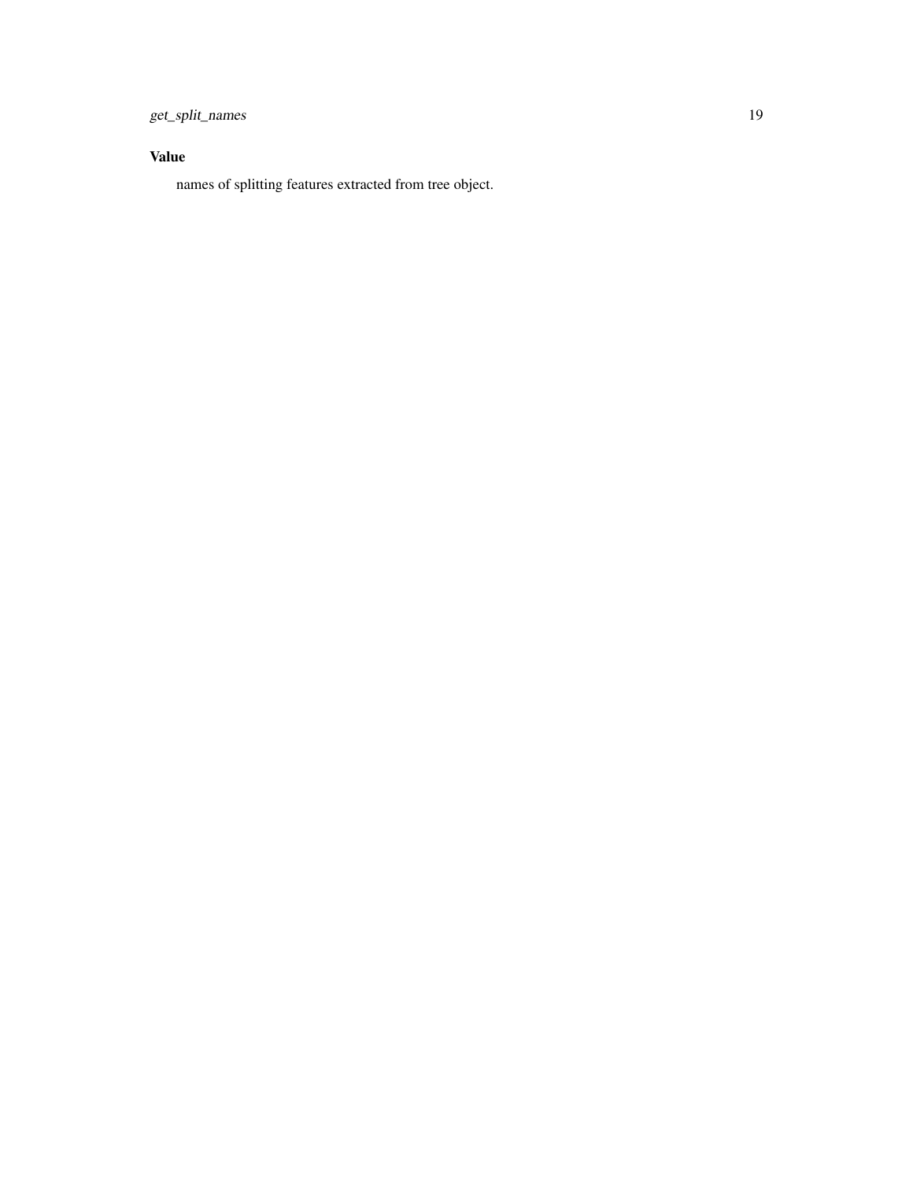### Value

names of splitting features extracted from tree object.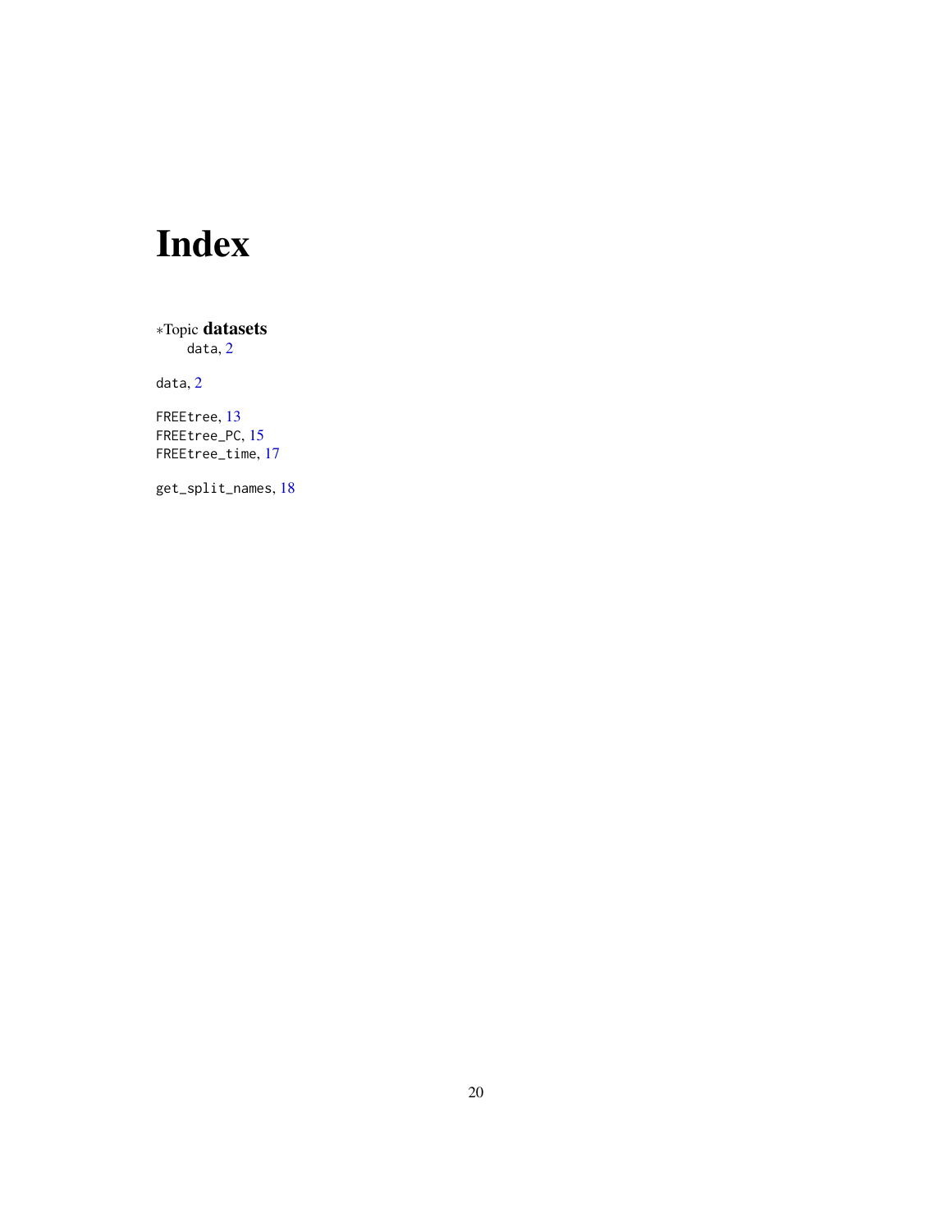# Index

∗Topic **datasets**
    data, 2

data, 2

FREEtree, 13
FREEtree_PC, 15
FREEtree_time, 17

get_split_names, 18